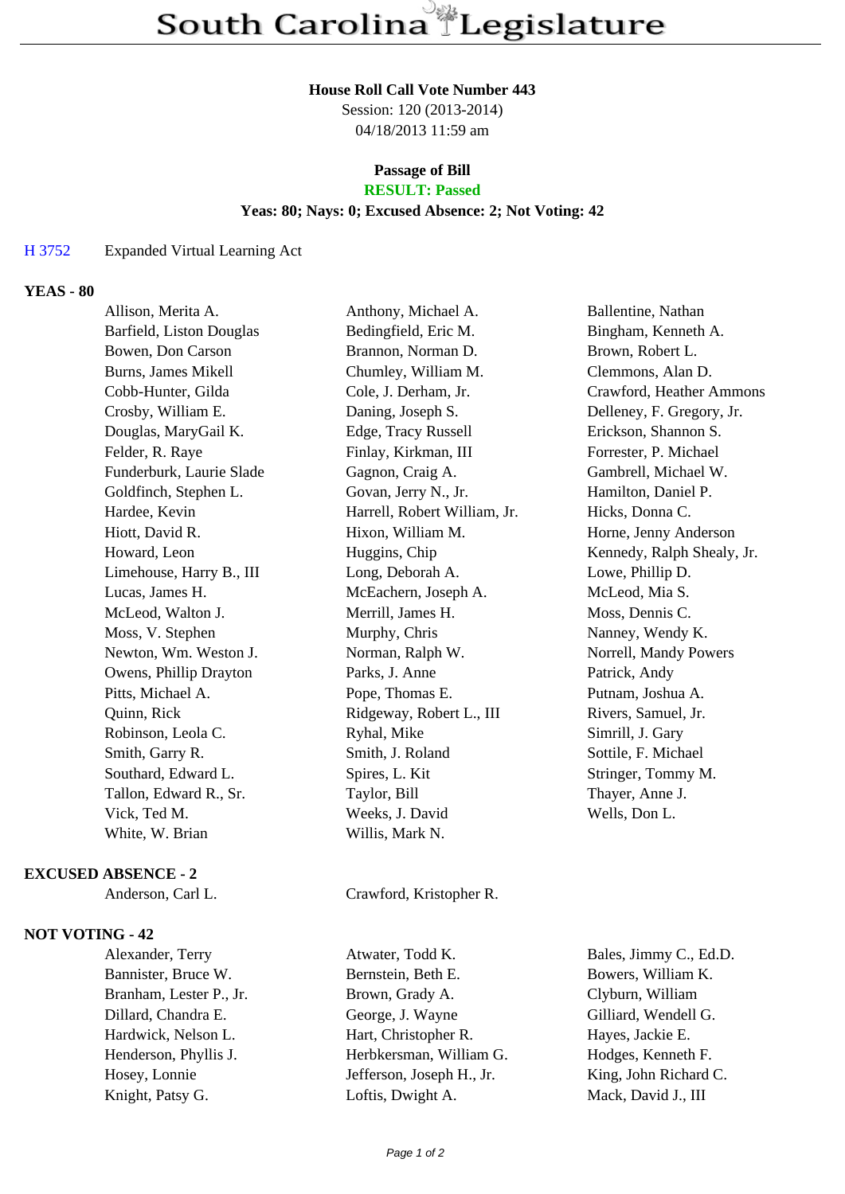# South Carolina Legislature

**House Roll Call Vote Number 443**
Session: 120 (2013-2014)
04/18/2013 11:59 am

**Passage of Bill**
**RESULT: Passed**
**Yeas: 80; Nays: 0; Excused Absence: 2; Not Voting: 42**

H 3752 Expanded Virtual Learning Act

**YEAS - 80**

| | | |
|---|---|---|
| Allison, Merita A. | Anthony, Michael A. | Ballentine, Nathan |
| Barfield, Liston Douglas | Bedingfield, Eric M. | Bingham, Kenneth A. |
| Bowen, Don Carson | Brannon, Norman D. | Brown, Robert L. |
| Burns, James Mikell | Chumley, William M. | Clemmons, Alan D. |
| Cobb-Hunter, Gilda | Cole, J. Derham, Jr. | Crawford, Heather Ammons |
| Crosby, William E. | Daning, Joseph S. | Delleney, F. Gregory, Jr. |
| Douglas, MaryGail K. | Edge, Tracy Russell | Erickson, Shannon S. |
| Felder, R. Raye | Finlay, Kirkman, III | Forrester, P. Michael |
| Funderburk, Laurie Slade | Gagnon, Craig A. | Gambrell, Michael W. |
| Goldfinch, Stephen L. | Govan, Jerry N., Jr. | Hamilton, Daniel P. |
| Hardee, Kevin | Harrell, Robert William, Jr. | Hicks, Donna C. |
| Hiott, David R. | Hixon, William M. | Horne, Jenny Anderson |
| Howard, Leon | Huggins, Chip | Kennedy, Ralph Shealy, Jr. |
| Limehouse, Harry B., III | Long, Deborah A. | Lowe, Phillip D. |
| Lucas, James H. | McEachern, Joseph A. | McLeod, Mia S. |
| McLeod, Walton J. | Merrill, James H. | Moss, Dennis C. |
| Moss, V. Stephen | Murphy, Chris | Nanney, Wendy K. |
| Newton, Wm. Weston J. | Norman, Ralph W. | Norrell, Mandy Powers |
| Owens, Phillip Drayton | Parks, J. Anne | Patrick, Andy |
| Pitts, Michael A. | Pope, Thomas E. | Putnam, Joshua A. |
| Quinn, Rick | Ridgeway, Robert L., III | Rivers, Samuel, Jr. |
| Robinson, Leola C. | Ryhal, Mike | Simrill, J. Gary |
| Smith, Garry R. | Smith, J. Roland | Sottile, F. Michael |
| Southard, Edward L. | Spires, L. Kit | Stringer, Tommy M. |
| Tallon, Edward R., Sr. | Taylor, Bill | Thayer, Anne J. |
| Vick, Ted M. | Weeks, J. David | Wells, Don L. |
| White, W. Brian | Willis, Mark N. | |

**EXCUSED ABSENCE - 2**

| | |
|---|---|
| Anderson, Carl L. | Crawford, Kristopher R. |

**NOT VOTING - 42**

| | | |
|---|---|---|
| Alexander, Terry | Atwater, Todd K. | Bales, Jimmy C., Ed.D. |
| Bannister, Bruce W. | Bernstein, Beth E. | Bowers, William K. |
| Branham, Lester P., Jr. | Brown, Grady A. | Clyburn, William |
| Dillard, Chandra E. | George, J. Wayne | Gilliard, Wendell G. |
| Hardwick, Nelson L. | Hart, Christopher R. | Hayes, Jackie E. |
| Henderson, Phyllis J. | Herbkersman, William G. | Hodges, Kenneth F. |
| Hosey, Lonnie | Jefferson, Joseph H., Jr. | King, John Richard C. |
| Knight, Patsy G. | Loftis, Dwight A. | Mack, David J., III |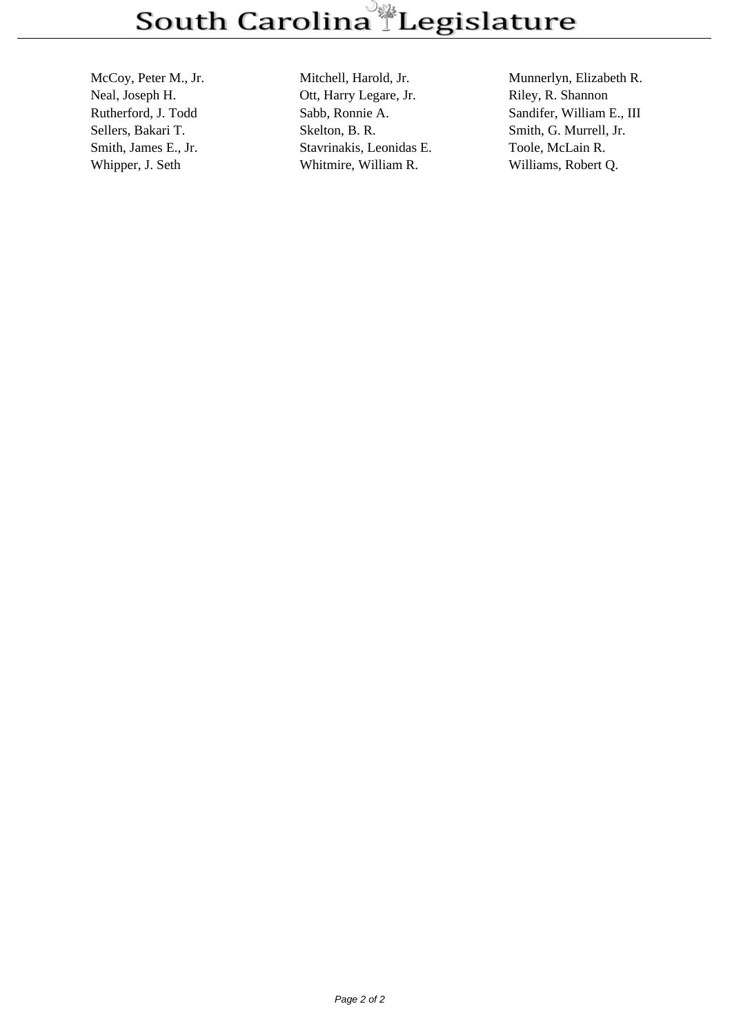McCoy, Peter M., Jr.
Mitchell, Harold, Jr.
Munnerlyn, Elizabeth R.
Neal, Joseph H.
Ott, Harry Legare, Jr.
Riley, R. Shannon
Rutherford, J. Todd
Sabb, Ronnie A.
Sandifer, William E., III
Sellers, Bakari T.
Skelton, B. R.
Smith, G. Murrell, Jr.
Smith, James E., Jr.
Stavrinakis, Leonidas E.
Toole, McLain R.
Whipper, J. Seth
Whitmire, William R.
Williams, Robert Q.